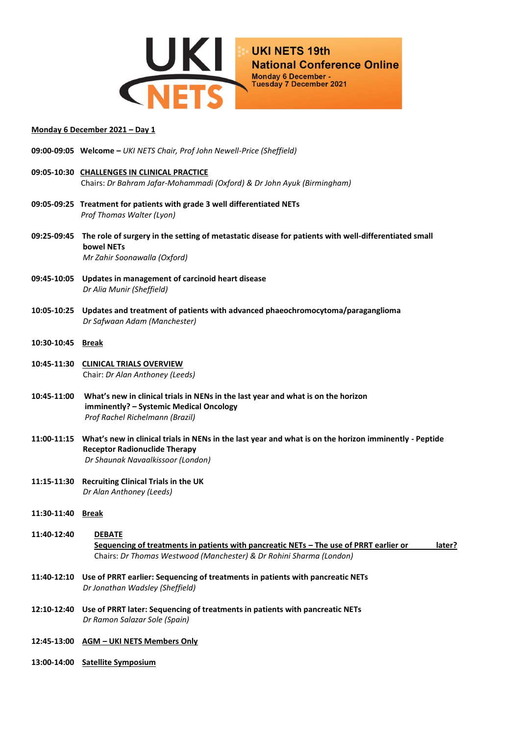# UKI NETS 19th National Conference Online

**Monday 6 December - Tuesday 7 December 2021**

## Monday 6 December 2021 – Day 1

**09:00-09:05 Welcome –** *UKI NETS Chair, Prof John Newell-Price (Sheffield)*

**09:05-10:30 CHALLENGES IN CLINICAL PRACTICE**
Chairs: *Dr Bahram Jafar-Mohammadi (Oxford) & Dr John Ayuk (Birmingham)*

**09:05-09:25 Treatment for patients with grade 3 well differentiated NETs**
*Prof Thomas Walter (Lyon)*

**09:25-09:45 The role of surgery in the setting of metastatic disease for patients with well-differentiated small bowel NETs**
*Mr Zahir Soonawalla (Oxford)*

**09:45-10:05 Updates in management of carcinoid heart disease**
*Dr Alia Munir (Sheffield)*

**10:05-10:25 Updates and treatment of patients with advanced phaeochromocytoma/paraganglioma**
*Dr Safwaan Adam (Manchester)*

**10:30-10:45 Break**

**10:45-11:30 CLINICAL TRIALS OVERVIEW**
Chair: *Dr Alan Anthoney (Leeds)*

**10:45-11:00 What's new in clinical trials in NENs in the last year and what is on the horizon imminently? – Systemic Medical Oncology**
*Prof Rachel Richelmann (Brazil)*

**11:00-11:15 What's new in clinical trials in NENs in the last year and what is on the horizon imminently - Peptide Receptor Radionuclide Therapy**
*Dr Shaunak Navaalkissoor (London)*

**11:15-11:30 Recruiting Clinical Trials in the UK**
*Dr Alan Anthoney (Leeds)*

**11:30-11:40 Break**

**11:40-12:40 DEBATE**
**Sequencing of treatments in patients with pancreatic NETs – The use of PRRT earlier or later?**
Chairs: *Dr Thomas Westwood (Manchester) & Dr Rohini Sharma (London)*

**11:40-12:10 Use of PRRT earlier: Sequencing of treatments in patients with pancreatic NETs**
*Dr Jonathan Wadsley (Sheffield)*

**12:10-12:40 Use of PRRT later: Sequencing of treatments in patients with pancreatic NETs**
*Dr Ramon Salazar Sole (Spain)*

**12:45-13:00 AGM – UKI NETS Members Only**

**13:00-14:00 Satellite Symposium**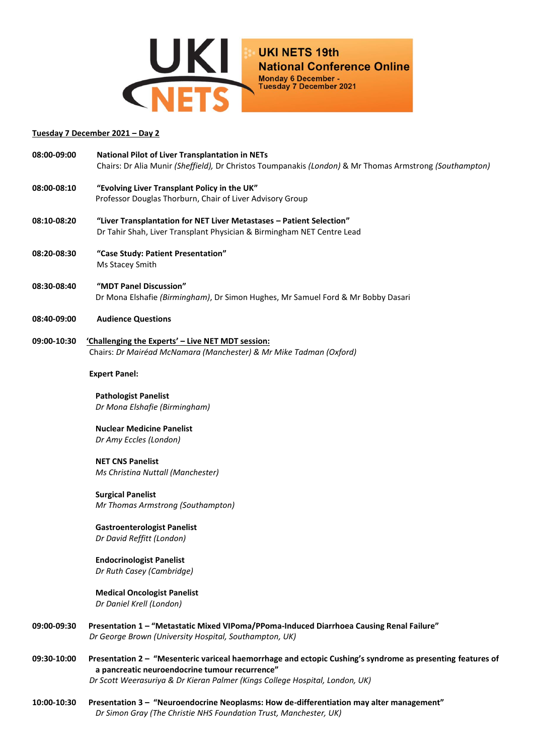**UKI NETS 19th National Conference Online**
**Monday 6 December - Tuesday 7 December 2021**

## Tuesday 7 December 2021 – Day 2

**08:00-09:00** **National Pilot of Liver Transplantation in NETs**
Chairs: Dr Alia Munir *(Sheffield),* Dr Christos Toumpanakis *(London)* & Mr Thomas Armstrong *(Southampton)*

**08:00-08:10** **"Evolving Liver Transplant Policy in the UK"**
Professor Douglas Thorburn, Chair of Liver Advisory Group

**08:10-08:20** **"Liver Transplantation for NET Liver Metastases – Patient Selection"**
Dr Tahir Shah, Liver Transplant Physician & Birmingham NET Centre Lead

**08:20-08:30** **"Case Study: Patient Presentation"**
Ms Stacey Smith

**08:30-08:40** **"MDT Panel Discussion"**
Dr Mona Elshafie *(Birmingham)*, Dr Simon Hughes, Mr Samuel Ford & Mr Bobby Dasari

**08:40-09:00** **Audience Questions**

**09:00-10:30** **'Challenging the Experts' – Live NET MDT session:**
Chairs: *Dr Mairéad McNamara (Manchester) & Mr Mike Tadman (Oxford)*

**Expert Panel:**

**Pathologist Panelist**
*Dr Mona Elshafie (Birmingham)*

**Nuclear Medicine Panelist**
*Dr Amy Eccles (London)*

**NET CNS Panelist**
*Ms Christina Nuttall (Manchester)*

**Surgical Panelist**
*Mr Thomas Armstrong (Southampton)*

**Gastroenterologist Panelist**
*Dr David Reffitt (London)*

**Endocrinologist Panelist**
*Dr Ruth Casey (Cambridge)*

**Medical Oncologist Panelist**
*Dr Daniel Krell (London)*

**09:00-09:30** **Presentation 1 – "Metastatic Mixed VIPoma/PPoma-Induced Diarrhoea Causing Renal Failure"**
*Dr George Brown (University Hospital, Southampton, UK)*

**09:30-10:00** **Presentation 2 – "Mesenteric variceal haemorrhage and ectopic Cushing's syndrome as presenting features of a pancreatic neuroendocrine tumour recurrence"**
*Dr Scott Weerasuriya & Dr Kieran Palmer (Kings College Hospital, London, UK)*

**10:00-10:30** **Presentation 3 – "Neuroendocrine Neoplasms: How de-differentiation may alter management"**
*Dr Simon Gray (The Christie NHS Foundation Trust, Manchester, UK)*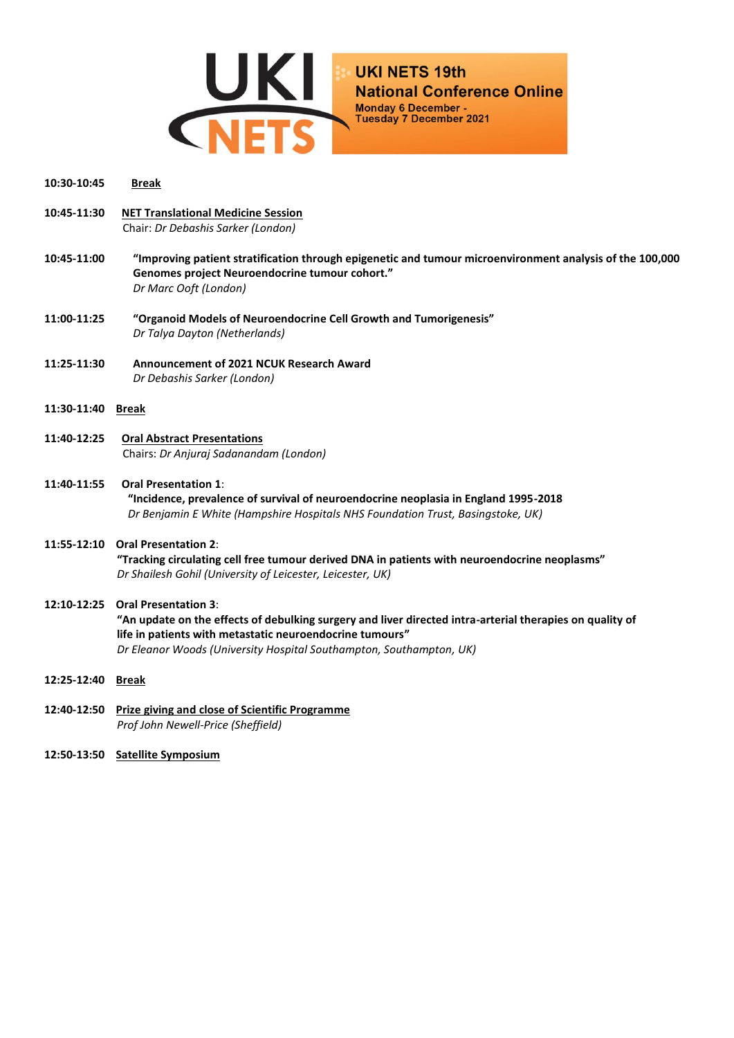UKI NETS 19th National Conference Online
Monday 6 December - Tuesday 7 December 2021

**10:30-10:45** **Break**

**10:45-11:30** **NET Translational Medicine Session**
Chair: *Dr Debashis Sarker (London)*

**10:45-11:00** **"Improving patient stratification through epigenetic and tumour microenvironment analysis of the 100,000 Genomes project Neuroendocrine tumour cohort."**
*Dr Marc Ooft (London)*

**11:00-11:25** **"Organoid Models of Neuroendocrine Cell Growth and Tumorigenesis"**
*Dr Talya Dayton (Netherlands)*

**11:25-11:30** **Announcement of 2021 NCUK Research Award**
*Dr Debashis Sarker (London)*

**11:30-11:40** **Break**

**11:40-12:25** **Oral Abstract Presentations**
Chairs: *Dr Anjuraj Sadanandam (London)*

**11:40-11:55** **Oral Presentation 1**:
**"Incidence, prevalence of survival of neuroendocrine neoplasia in England 1995-2018**
*Dr Benjamin E White (Hampshire Hospitals NHS Foundation Trust, Basingstoke, UK)*

**11:55-12:10** **Oral Presentation 2**:
**"Tracking circulating cell free tumour derived DNA in patients with neuroendocrine neoplasms"**
*Dr Shailesh Gohil (University of Leicester, Leicester, UK)*

**12:10-12:25** **Oral Presentation 3**:
**"An update on the effects of debulking surgery and liver directed intra-arterial therapies on quality of life in patients with metastatic neuroendocrine tumours"**
*Dr Eleanor Woods (University Hospital Southampton, Southampton, UK)*

**12:25-12:40** **Break**

**12:40-12:50** **Prize giving and close of Scientific Programme**
*Prof John Newell-Price (Sheffield)*

**12:50-13:50** **Satellite Symposium**